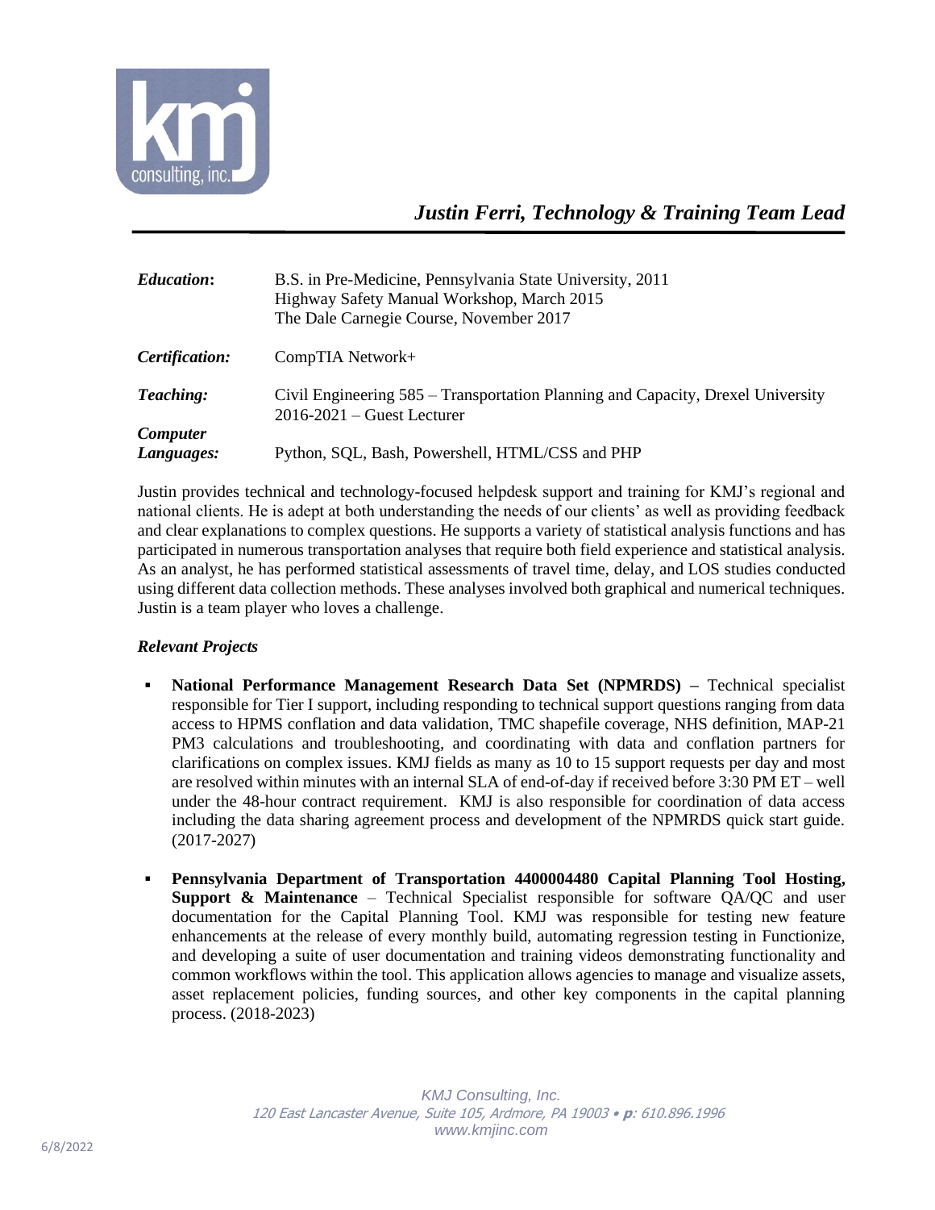# *Justin Ferri, Technology & Training Team Lead*

| | |
|---|---|
| ***Education:*** | B.S. in Pre-Medicine, Pennsylvania State University, 2011<br>Highway Safety Manual Workshop, March 2015<br>The Dale Carnegie Course, November 2017 |
| ***Certification:*** | CompTIA Network+ |
| ***Teaching:*** | Civil Engineering 585 – Transportation Planning and Capacity, Drexel University 2016-2021 – Guest Lecturer |
| ***Computer Languages:*** | Python, SQL, Bash, Powershell, HTML/CSS and PHP |

Justin provides technical and technology-focused helpdesk support and training for KMJ's regional and national clients. He is adept at both understanding the needs of our clients' as well as providing feedback and clear explanations to complex questions. He supports a variety of statistical analysis functions and has participated in numerous transportation analyses that require both field experience and statistical analysis. As an analyst, he has performed statistical assessments of travel time, delay, and LOS studies conducted using different data collection methods. These analyses involved both graphical and numerical techniques. Justin is a team player who loves a challenge.

### *Relevant Projects*

- **National Performance Management Research Data Set (NPMRDS) –** Technical specialist responsible for Tier I support, including responding to technical support questions ranging from data access to HPMS conflation and data validation, TMC shapefile coverage, NHS definition, MAP-21 PM3 calculations and troubleshooting, and coordinating with data and conflation partners for clarifications on complex issues. KMJ fields as many as 10 to 15 support requests per day and most are resolved within minutes with an internal SLA of end-of-day if received before 3:30 PM ET – well under the 48-hour contract requirement. KMJ is also responsible for coordination of data access including the data sharing agreement process and development of the NPMRDS quick start guide. (2017-2027)
- **Pennsylvania Department of Transportation 4400004480 Capital Planning Tool Hosting, Support & Maintenance** – Technical Specialist responsible for software QA/QC and user documentation for the Capital Planning Tool. KMJ was responsible for testing new feature enhancements at the release of every monthly build, automating regression testing in Functionize, and developing a suite of user documentation and training videos demonstrating functionality and common workflows within the tool. This application allows agencies to manage and visualize assets, asset replacement policies, funding sources, and other key components in the capital planning process. (2018-2023)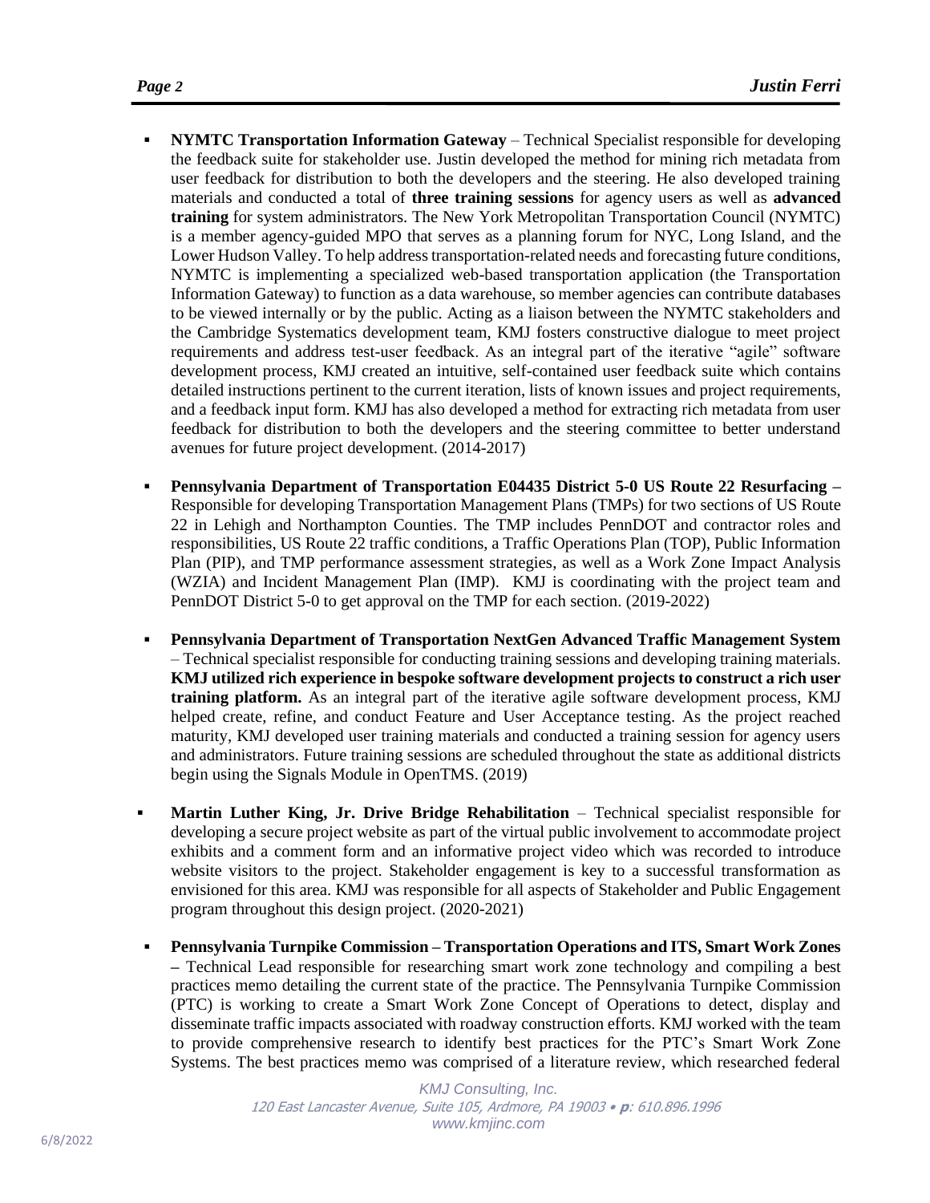- **NYMTC Transportation Information Gateway** – Technical Specialist responsible for developing the feedback suite for stakeholder use. Justin developed the method for mining rich metadata from user feedback for distribution to both the developers and the steering. He also developed training materials and conducted a total of **three training sessions** for agency users as well as **advanced training** for system administrators. The New York Metropolitan Transportation Council (NYMTC) is a member agency-guided MPO that serves as a planning forum for NYC, Long Island, and the Lower Hudson Valley. To help address transportation-related needs and forecasting future conditions, NYMTC is implementing a specialized web-based transportation application (the Transportation Information Gateway) to function as a data warehouse, so member agencies can contribute databases to be viewed internally or by the public. Acting as a liaison between the NYMTC stakeholders and the Cambridge Systematics development team, KMJ fosters constructive dialogue to meet project requirements and address test-user feedback. As an integral part of the iterative "agile" software development process, KMJ created an intuitive, self-contained user feedback suite which contains detailed instructions pertinent to the current iteration, lists of known issues and project requirements, and a feedback input form. KMJ has also developed a method for extracting rich metadata from user feedback for distribution to both the developers and the steering committee to better understand avenues for future project development. (2014-2017)

- **Pennsylvania Department of Transportation E04435 District 5-0 US Route 22 Resurfacing –** Responsible for developing Transportation Management Plans (TMPs) for two sections of US Route 22 in Lehigh and Northampton Counties. The TMP includes PennDOT and contractor roles and responsibilities, US Route 22 traffic conditions, a Traffic Operations Plan (TOP), Public Information Plan (PIP), and TMP performance assessment strategies, as well as a Work Zone Impact Analysis (WZIA) and Incident Management Plan (IMP). KMJ is coordinating with the project team and PennDOT District 5-0 to get approval on the TMP for each section. (2019-2022)

- **Pennsylvania Department of Transportation NextGen Advanced Traffic Management System** – Technical specialist responsible for conducting training sessions and developing training materials. **KMJ utilized rich experience in bespoke software development projects to construct a rich user training platform.** As an integral part of the iterative agile software development process, KMJ helped create, refine, and conduct Feature and User Acceptance testing. As the project reached maturity, KMJ developed user training materials and conducted a training session for agency users and administrators. Future training sessions are scheduled throughout the state as additional districts begin using the Signals Module in OpenTMS. (2019)

- **Martin Luther King, Jr. Drive Bridge Rehabilitation** – Technical specialist responsible for developing a secure project website as part of the virtual public involvement to accommodate project exhibits and a comment form and an informative project video which was recorded to introduce website visitors to the project. Stakeholder engagement is key to a successful transformation as envisioned for this area. KMJ was responsible for all aspects of Stakeholder and Public Engagement program throughout this design project. (2020-2021)

- **Pennsylvania Turnpike Commission – Transportation Operations and ITS, Smart Work Zones –** Technical Lead responsible for researching smart work zone technology and compiling a best practices memo detailing the current state of the practice. The Pennsylvania Turnpike Commission (PTC) is working to create a Smart Work Zone Concept of Operations to detect, display and disseminate traffic impacts associated with roadway construction efforts. KMJ worked with the team to provide comprehensive research to identify best practices for the PTC's Smart Work Zone Systems. The best practices memo was comprised of a literature review, which researched federal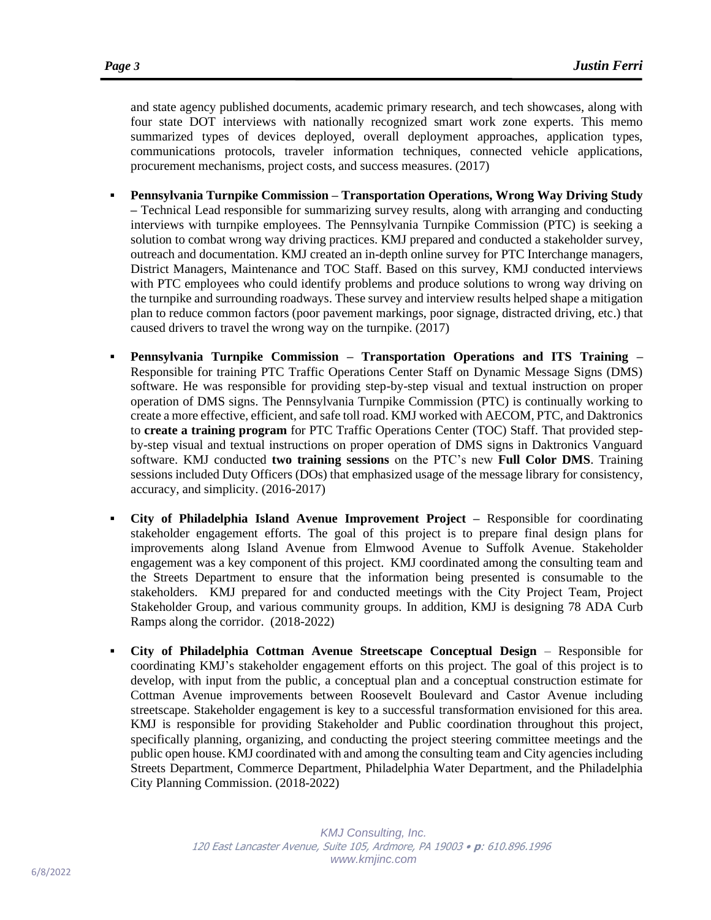and state agency published documents, academic primary research, and tech showcases, along with four state DOT interviews with nationally recognized smart work zone experts. This memo summarized types of devices deployed, overall deployment approaches, application types, communications protocols, traveler information techniques, connected vehicle applications, procurement mechanisms, project costs, and success measures. (2017)

- **Pennsylvania Turnpike Commission – Transportation Operations, Wrong Way Driving Study –** Technical Lead responsible for summarizing survey results, along with arranging and conducting interviews with turnpike employees. The Pennsylvania Turnpike Commission (PTC) is seeking a solution to combat wrong way driving practices. KMJ prepared and conducted a stakeholder survey, outreach and documentation. KMJ created an in-depth online survey for PTC Interchange managers, District Managers, Maintenance and TOC Staff. Based on this survey, KMJ conducted interviews with PTC employees who could identify problems and produce solutions to wrong way driving on the turnpike and surrounding roadways. These survey and interview results helped shape a mitigation plan to reduce common factors (poor pavement markings, poor signage, distracted driving, etc.) that caused drivers to travel the wrong way on the turnpike. (2017)

- **Pennsylvania Turnpike Commission – Transportation Operations and ITS Training –** Responsible for training PTC Traffic Operations Center Staff on Dynamic Message Signs (DMS) software. He was responsible for providing step-by-step visual and textual instruction on proper operation of DMS signs. The Pennsylvania Turnpike Commission (PTC) is continually working to create a more effective, efficient, and safe toll road. KMJ worked with AECOM, PTC, and Daktronics to **create a training program** for PTC Traffic Operations Center (TOC) Staff. That provided step-by-step visual and textual instructions on proper operation of DMS signs in Daktronics Vanguard software. KMJ conducted **two training sessions** on the PTC's new **Full Color DMS**. Training sessions included Duty Officers (DOs) that emphasized usage of the message library for consistency, accuracy, and simplicity. (2016-2017)

- **City of Philadelphia Island Avenue Improvement Project –** Responsible for coordinating stakeholder engagement efforts. The goal of this project is to prepare final design plans for improvements along Island Avenue from Elmwood Avenue to Suffolk Avenue. Stakeholder engagement was a key component of this project. KMJ coordinated among the consulting team and the Streets Department to ensure that the information being presented is consumable to the stakeholders. KMJ prepared for and conducted meetings with the City Project Team, Project Stakeholder Group, and various community groups. In addition, KMJ is designing 78 ADA Curb Ramps along the corridor. (2018-2022)

- **City of Philadelphia Cottman Avenue Streetscape Conceptual Design** – Responsible for coordinating KMJ's stakeholder engagement efforts on this project. The goal of this project is to develop, with input from the public, a conceptual plan and a conceptual construction estimate for Cottman Avenue improvements between Roosevelt Boulevard and Castor Avenue including streetscape. Stakeholder engagement is key to a successful transformation envisioned for this area. KMJ is responsible for providing Stakeholder and Public coordination throughout this project, specifically planning, organizing, and conducting the project steering committee meetings and the public open house. KMJ coordinated with and among the consulting team and City agencies including Streets Department, Commerce Department, Philadelphia Water Department, and the Philadelphia City Planning Commission. (2018-2022)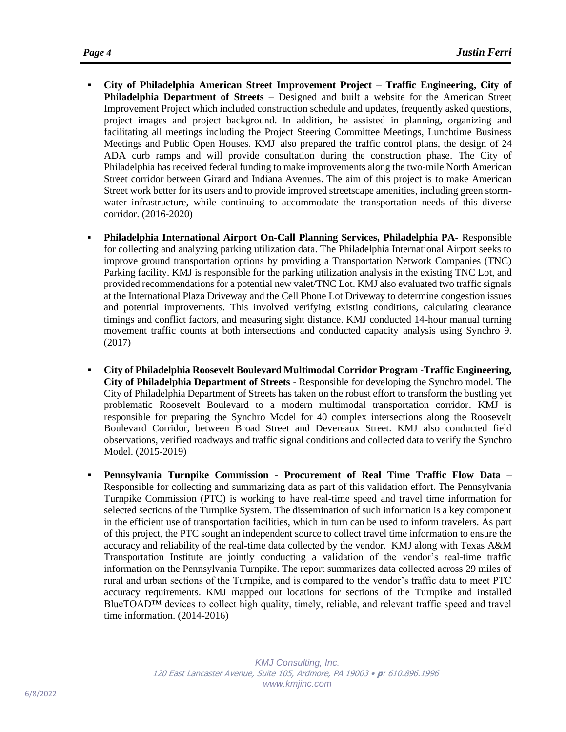- **City of Philadelphia American Street Improvement Project – Traffic Engineering, City of Philadelphia Department of Streets –** Designed and built a website for the American Street Improvement Project which included construction schedule and updates, frequently asked questions, project images and project background. In addition, he assisted in planning, organizing and facilitating all meetings including the Project Steering Committee Meetings, Lunchtime Business Meetings and Public Open Houses. KMJ also prepared the traffic control plans, the design of 24 ADA curb ramps and will provide consultation during the construction phase. The City of Philadelphia has received federal funding to make improvements along the two-mile North American Street corridor between Girard and Indiana Avenues. The aim of this project is to make American Street work better for its users and to provide improved streetscape amenities, including green storm-water infrastructure, while continuing to accommodate the transportation needs of this diverse corridor. (2016-2020)

- **Philadelphia International Airport On-Call Planning Services, Philadelphia PA-** Responsible for collecting and analyzing parking utilization data. The Philadelphia International Airport seeks to improve ground transportation options by providing a Transportation Network Companies (TNC) Parking facility. KMJ is responsible for the parking utilization analysis in the existing TNC Lot, and provided recommendations for a potential new valet/TNC Lot. KMJ also evaluated two traffic signals at the International Plaza Driveway and the Cell Phone Lot Driveway to determine congestion issues and potential improvements. This involved verifying existing conditions, calculating clearance timings and conflict factors, and measuring sight distance. KMJ conducted 14-hour manual turning movement traffic counts at both intersections and conducted capacity analysis using Synchro 9. (2017)

- **City of Philadelphia Roosevelt Boulevard Multimodal Corridor Program -Traffic Engineering, City of Philadelphia Department of Streets** - Responsible for developing the Synchro model. The City of Philadelphia Department of Streets has taken on the robust effort to transform the bustling yet problematic Roosevelt Boulevard to a modern multimodal transportation corridor. KMJ is responsible for preparing the Synchro Model for 40 complex intersections along the Roosevelt Boulevard Corridor, between Broad Street and Devereaux Street. KMJ also conducted field observations, verified roadways and traffic signal conditions and collected data to verify the Synchro Model. (2015-2019)

- **Pennsylvania Turnpike Commission - Procurement of Real Time Traffic Flow Data** – Responsible for collecting and summarizing data as part of this validation effort. The Pennsylvania Turnpike Commission (PTC) is working to have real-time speed and travel time information for selected sections of the Turnpike System. The dissemination of such information is a key component in the efficient use of transportation facilities, which in turn can be used to inform travelers. As part of this project, the PTC sought an independent source to collect travel time information to ensure the accuracy and reliability of the real-time data collected by the vendor. KMJ along with Texas A&M Transportation Institute are jointly conducting a validation of the vendor's real-time traffic information on the Pennsylvania Turnpike. The report summarizes data collected across 29 miles of rural and urban sections of the Turnpike, and is compared to the vendor's traffic data to meet PTC accuracy requirements. KMJ mapped out locations for sections of the Turnpike and installed BlueTOAD™ devices to collect high quality, timely, reliable, and relevant traffic speed and travel time information. (2014-2016)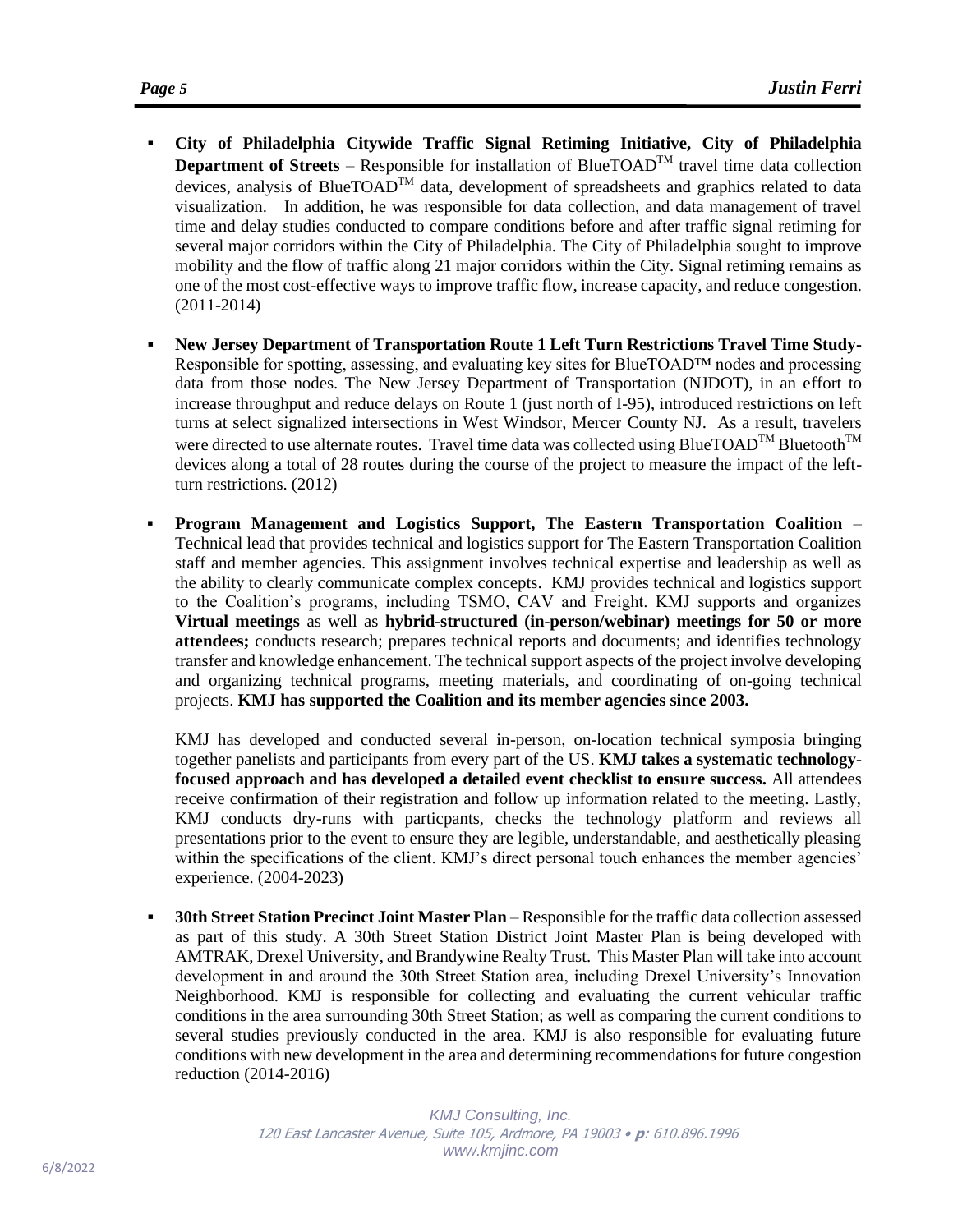- **City of Philadelphia Citywide Traffic Signal Retiming Initiative, City of Philadelphia Department of Streets** – Responsible for installation of BlueTOAD™ travel time data collection devices, analysis of BlueTOAD™ data, development of spreadsheets and graphics related to data visualization. In addition, he was responsible for data collection, and data management of travel time and delay studies conducted to compare conditions before and after traffic signal retiming for several major corridors within the City of Philadelphia. The City of Philadelphia sought to improve mobility and the flow of traffic along 21 major corridors within the City. Signal retiming remains as one of the most cost-effective ways to improve traffic flow, increase capacity, and reduce congestion. (2011-2014)

- **New Jersey Department of Transportation Route 1 Left Turn Restrictions Travel Time Study**- Responsible for spotting, assessing, and evaluating key sites for BlueTOAD™ nodes and processing data from those nodes. The New Jersey Department of Transportation (NJDOT), in an effort to increase throughput and reduce delays on Route 1 (just north of I-95), introduced restrictions on left turns at select signalized intersections in West Windsor, Mercer County NJ. As a result, travelers were directed to use alternate routes. Travel time data was collected using BlueTOAD™ Bluetooth™ devices along a total of 28 routes during the course of the project to measure the impact of the left-turn restrictions. (2012)

- **Program Management and Logistics Support, The Eastern Transportation Coalition** – Technical lead that provides technical and logistics support for The Eastern Transportation Coalition staff and member agencies. This assignment involves technical expertise and leadership as well as the ability to clearly communicate complex concepts. KMJ provides technical and logistics support to the Coalition's programs, including TSMO, CAV and Freight. KMJ supports and organizes **Virtual meetings** as well as **hybrid-structured (in-person/webinar) meetings for 50 or more attendees;** conducts research; prepares technical reports and documents; and identifies technology transfer and knowledge enhancement. The technical support aspects of the project involve developing and organizing technical programs, meeting materials, and coordinating of on-going technical projects. **KMJ has supported the Coalition and its member agencies since 2003.**

  KMJ has developed and conducted several in-person, on-location technical symposia bringing together panelists and participants from every part of the US. **KMJ takes a systematic technology-focused approach and has developed a detailed event checklist to ensure success.** All attendees receive confirmation of their registration and follow up information related to the meeting. Lastly, KMJ conducts dry-runs with particpants, checks the technology platform and reviews all presentations prior to the event to ensure they are legible, understandable, and aesthetically pleasing within the specifications of the client. KMJ's direct personal touch enhances the member agencies' experience. (2004-2023)

- **30th Street Station Precinct Joint Master Plan** – Responsible for the traffic data collection assessed as part of this study. A 30th Street Station District Joint Master Plan is being developed with AMTRAK, Drexel University, and Brandywine Realty Trust. This Master Plan will take into account development in and around the 30th Street Station area, including Drexel University's Innovation Neighborhood. KMJ is responsible for collecting and evaluating the current vehicular traffic conditions in the area surrounding 30th Street Station; as well as comparing the current conditions to several studies previously conducted in the area. KMJ is also responsible for evaluating future conditions with new development in the area and determining recommendations for future congestion reduction (2014-2016)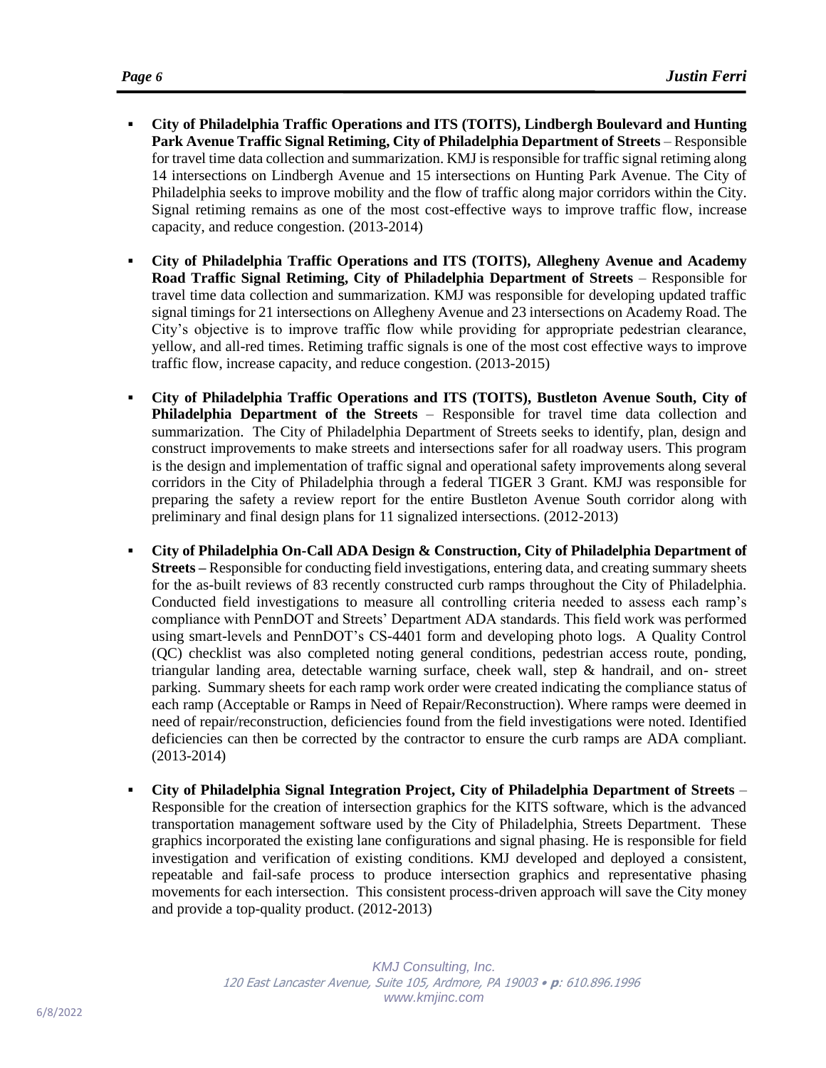- **City of Philadelphia Traffic Operations and ITS (TOITS), Lindbergh Boulevard and Hunting Park Avenue Traffic Signal Retiming, City of Philadelphia Department of Streets** – Responsible for travel time data collection and summarization. KMJ is responsible for traffic signal retiming along 14 intersections on Lindbergh Avenue and 15 intersections on Hunting Park Avenue. The City of Philadelphia seeks to improve mobility and the flow of traffic along major corridors within the City. Signal retiming remains as one of the most cost-effective ways to improve traffic flow, increase capacity, and reduce congestion. (2013-2014)

- **City of Philadelphia Traffic Operations and ITS (TOITS), Allegheny Avenue and Academy Road Traffic Signal Retiming, City of Philadelphia Department of Streets** – Responsible for travel time data collection and summarization. KMJ was responsible for developing updated traffic signal timings for 21 intersections on Allegheny Avenue and 23 intersections on Academy Road. The City's objective is to improve traffic flow while providing for appropriate pedestrian clearance, yellow, and all-red times. Retiming traffic signals is one of the most cost effective ways to improve traffic flow, increase capacity, and reduce congestion. (2013-2015)

- **City of Philadelphia Traffic Operations and ITS (TOITS), Bustleton Avenue South, City of Philadelphia Department of the Streets** – Responsible for travel time data collection and summarization. The City of Philadelphia Department of Streets seeks to identify, plan, design and construct improvements to make streets and intersections safer for all roadway users. This program is the design and implementation of traffic signal and operational safety improvements along several corridors in the City of Philadelphia through a federal TIGER 3 Grant. KMJ was responsible for preparing the safety a review report for the entire Bustleton Avenue South corridor along with preliminary and final design plans for 11 signalized intersections. (2012-2013)

- **City of Philadelphia On-Call ADA Design & Construction, City of Philadelphia Department of Streets –** Responsible for conducting field investigations, entering data, and creating summary sheets for the as-built reviews of 83 recently constructed curb ramps throughout the City of Philadelphia. Conducted field investigations to measure all controlling criteria needed to assess each ramp's compliance with PennDOT and Streets' Department ADA standards. This field work was performed using smart-levels and PennDOT's CS-4401 form and developing photo logs. A Quality Control (QC) checklist was also completed noting general conditions, pedestrian access route, ponding, triangular landing area, detectable warning surface, cheek wall, step & handrail, and on- street parking. Summary sheets for each ramp work order were created indicating the compliance status of each ramp (Acceptable or Ramps in Need of Repair/Reconstruction). Where ramps were deemed in need of repair/reconstruction, deficiencies found from the field investigations were noted. Identified deficiencies can then be corrected by the contractor to ensure the curb ramps are ADA compliant. (2013-2014)

- **City of Philadelphia Signal Integration Project, City of Philadelphia Department of Streets** – Responsible for the creation of intersection graphics for the KITS software, which is the advanced transportation management software used by the City of Philadelphia, Streets Department. These graphics incorporated the existing lane configurations and signal phasing. He is responsible for field investigation and verification of existing conditions. KMJ developed and deployed a consistent, repeatable and fail-safe process to produce intersection graphics and representative phasing movements for each intersection. This consistent process-driven approach will save the City money and provide a top-quality product. (2012-2013)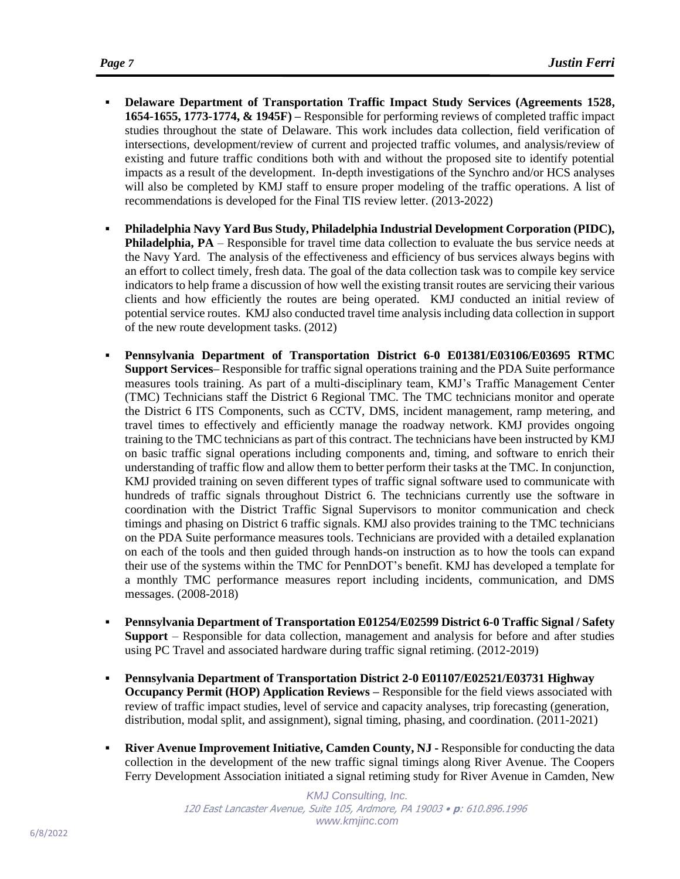- **Delaware Department of Transportation Traffic Impact Study Services (Agreements 1528, 1654-1655, 1773-1774, & 1945F) –** Responsible for performing reviews of completed traffic impact studies throughout the state of Delaware. This work includes data collection, field verification of intersections, development/review of current and projected traffic volumes, and analysis/review of existing and future traffic conditions both with and without the proposed site to identify potential impacts as a result of the development. In-depth investigations of the Synchro and/or HCS analyses will also be completed by KMJ staff to ensure proper modeling of the traffic operations. A list of recommendations is developed for the Final TIS review letter. (2013-2022)

- **Philadelphia Navy Yard Bus Study, Philadelphia Industrial Development Corporation (PIDC), Philadelphia, PA** – Responsible for travel time data collection to evaluate the bus service needs at the Navy Yard. The analysis of the effectiveness and efficiency of bus services always begins with an effort to collect timely, fresh data. The goal of the data collection task was to compile key service indicators to help frame a discussion of how well the existing transit routes are servicing their various clients and how efficiently the routes are being operated. KMJ conducted an initial review of potential service routes. KMJ also conducted travel time analysis including data collection in support of the new route development tasks. (2012)

- **Pennsylvania Department of Transportation District 6-0 E01381/E03106/E03695 RTMC Support Services–** Responsible for traffic signal operations training and the PDA Suite performance measures tools training. As part of a multi-disciplinary team, KMJ's Traffic Management Center (TMC) Technicians staff the District 6 Regional TMC. The TMC technicians monitor and operate the District 6 ITS Components, such as CCTV, DMS, incident management, ramp metering, and travel times to effectively and efficiently manage the roadway network. KMJ provides ongoing training to the TMC technicians as part of this contract. The technicians have been instructed by KMJ on basic traffic signal operations including components and, timing, and software to enrich their understanding of traffic flow and allow them to better perform their tasks at the TMC. In conjunction, KMJ provided training on seven different types of traffic signal software used to communicate with hundreds of traffic signals throughout District 6. The technicians currently use the software in coordination with the District Traffic Signal Supervisors to monitor communication and check timings and phasing on District 6 traffic signals. KMJ also provides training to the TMC technicians on the PDA Suite performance measures tools. Technicians are provided with a detailed explanation on each of the tools and then guided through hands-on instruction as to how the tools can expand their use of the systems within the TMC for PennDOT's benefit. KMJ has developed a template for a monthly TMC performance measures report including incidents, communication, and DMS messages. (2008-2018)

- **Pennsylvania Department of Transportation E01254/E02599 District 6-0 Traffic Signal / Safety Support** – Responsible for data collection, management and analysis for before and after studies using PC Travel and associated hardware during traffic signal retiming. (2012-2019)

- **Pennsylvania Department of Transportation District 2-0 E01107/E02521/E03731 Highway Occupancy Permit (HOP) Application Reviews –** Responsible for the field views associated with review of traffic impact studies, level of service and capacity analyses, trip forecasting (generation, distribution, modal split, and assignment), signal timing, phasing, and coordination. (2011-2021)

- **River Avenue Improvement Initiative, Camden County, NJ -** Responsible for conducting the data collection in the development of the new traffic signal timings along River Avenue. The Coopers Ferry Development Association initiated a signal retiming study for River Avenue in Camden, New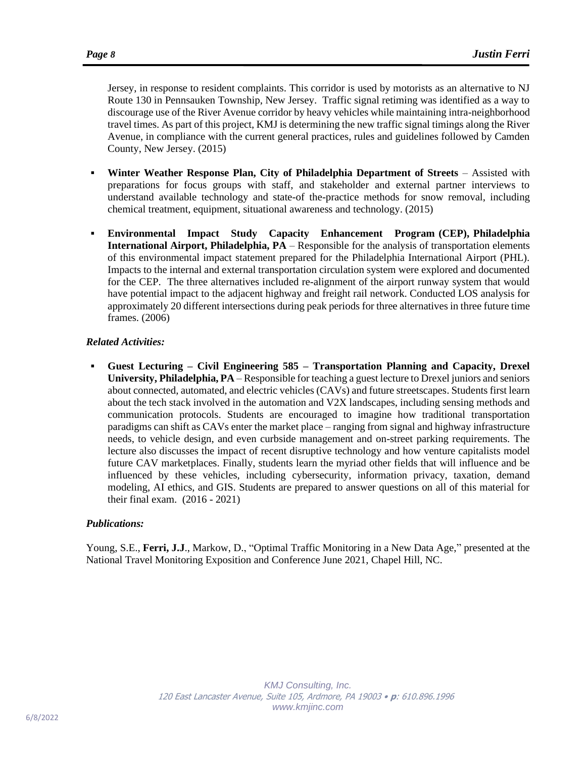Jersey, in response to resident complaints. This corridor is used by motorists as an alternative to NJ Route 130 in Pennsauken Township, New Jersey. Traffic signal retiming was identified as a way to discourage use of the River Avenue corridor by heavy vehicles while maintaining intra-neighborhood travel times. As part of this project, KMJ is determining the new traffic signal timings along the River Avenue, in compliance with the current general practices, rules and guidelines followed by Camden County, New Jersey. (2015)

- **Winter Weather Response Plan, City of Philadelphia Department of Streets** – Assisted with preparations for focus groups with staff, and stakeholder and external partner interviews to understand available technology and state-of the-practice methods for snow removal, including chemical treatment, equipment, situational awareness and technology. (2015)

- **Environmental Impact Study Capacity Enhancement Program (CEP), Philadelphia International Airport, Philadelphia, PA** – Responsible for the analysis of transportation elements of this environmental impact statement prepared for the Philadelphia International Airport (PHL). Impacts to the internal and external transportation circulation system were explored and documented for the CEP. The three alternatives included re-alignment of the airport runway system that would have potential impact to the adjacent highway and freight rail network. Conducted LOS analysis for approximately 20 different intersections during peak periods for three alternatives in three future time frames. (2006)

***Related Activities:***

- **Guest Lecturing – Civil Engineering 585 – Transportation Planning and Capacity, Drexel University, Philadelphia, PA** – Responsible for teaching a guest lecture to Drexel juniors and seniors about connected, automated, and electric vehicles (CAVs) and future streetscapes. Students first learn about the tech stack involved in the automation and V2X landscapes, including sensing methods and communication protocols. Students are encouraged to imagine how traditional transportation paradigms can shift as CAVs enter the market place – ranging from signal and highway infrastructure needs, to vehicle design, and even curbside management and on-street parking requirements. The lecture also discusses the impact of recent disruptive technology and how venture capitalists model future CAV marketplaces. Finally, students learn the myriad other fields that will influence and be influenced by these vehicles, including cybersecurity, information privacy, taxation, demand modeling, AI ethics, and GIS. Students are prepared to answer questions on all of this material for their final exam. (2016 - 2021)

***Publications:***

Young, S.E., **Ferri, J.J**., Markow, D., "Optimal Traffic Monitoring in a New Data Age," presented at the National Travel Monitoring Exposition and Conference June 2021, Chapel Hill, NC.